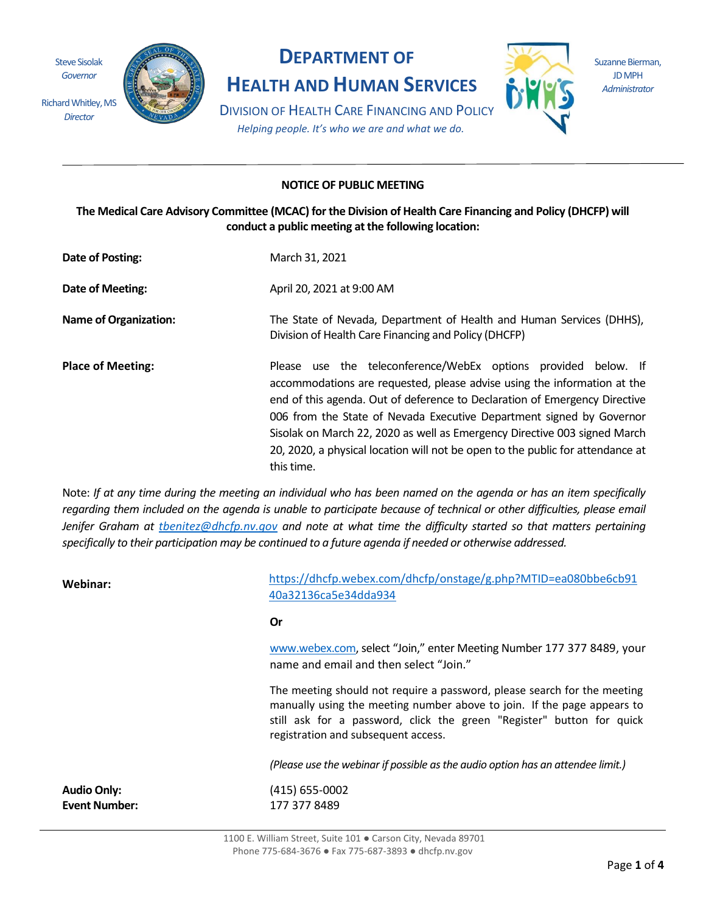Steve Sisolak
*Governor*

Richard Whitley, MS
*Director*

# DEPARTMENT OF HEALTH AND HUMAN SERVICES

DIVISION OF HEALTH CARE FINANCING AND POLICY

*Helping people. It's who we are and what we do.*

Suzanne Bierman, JD MPH
*Administrator*

---

**NOTICE OF PUBLIC MEETING**

**The Medical Care Advisory Committee (MCAC) for the Division of Health Care Financing and Policy (DHCFP) will conduct a public meeting at the following location:**

**Date of Posting:** March 31, 2021

**Date of Meeting:** April 20, 2021 at 9:00 AM

**Name of Organization:** The State of Nevada, Department of Health and Human Services (DHHS), Division of Health Care Financing and Policy (DHCFP)

**Place of Meeting:** Please use the teleconference/WebEx options provided below. If accommodations are requested, please advise using the information at the end of this agenda. Out of deference to Declaration of Emergency Directive 006 from the State of Nevada Executive Department signed by Governor Sisolak on March 22, 2020 as well as Emergency Directive 003 signed March 20, 2020, a physical location will not be open to the public for attendance at this time.

Note: *If at any time during the meeting an individual who has been named on the agenda or has an item specifically regarding them included on the agenda is unable to participate because of technical or other difficulties, please email Jenifer Graham at tbenitez@dhcfp.nv.gov and note at what time the difficulty started so that matters pertaining specifically to their participation may be continued to a future agenda if needed or otherwise addressed.*

**Webinar:** https://dhcfp.webex.com/dhcfp/onstage/g.php?MTID=ea080bbe6cb9140a32136ca5e34dda934

**Or**

www.webex.com, select "Join," enter Meeting Number 177 377 8489, your name and email and then select "Join."

The meeting should not require a password, please search for the meeting manually using the meeting number above to join. If the page appears to still ask for a password, click the green "Register" button for quick registration and subsequent access.

*(Please use the webinar if possible as the audio option has an attendee limit.)*

**Audio Only:** (415) 655-0002
**Event Number:** 177 377 8489

---

1100 E. William Street, Suite 101 ● Carson City, Nevada 89701
Phone 775-684-3676 ● Fax 775-687-3893 ● dhcfp.nv.gov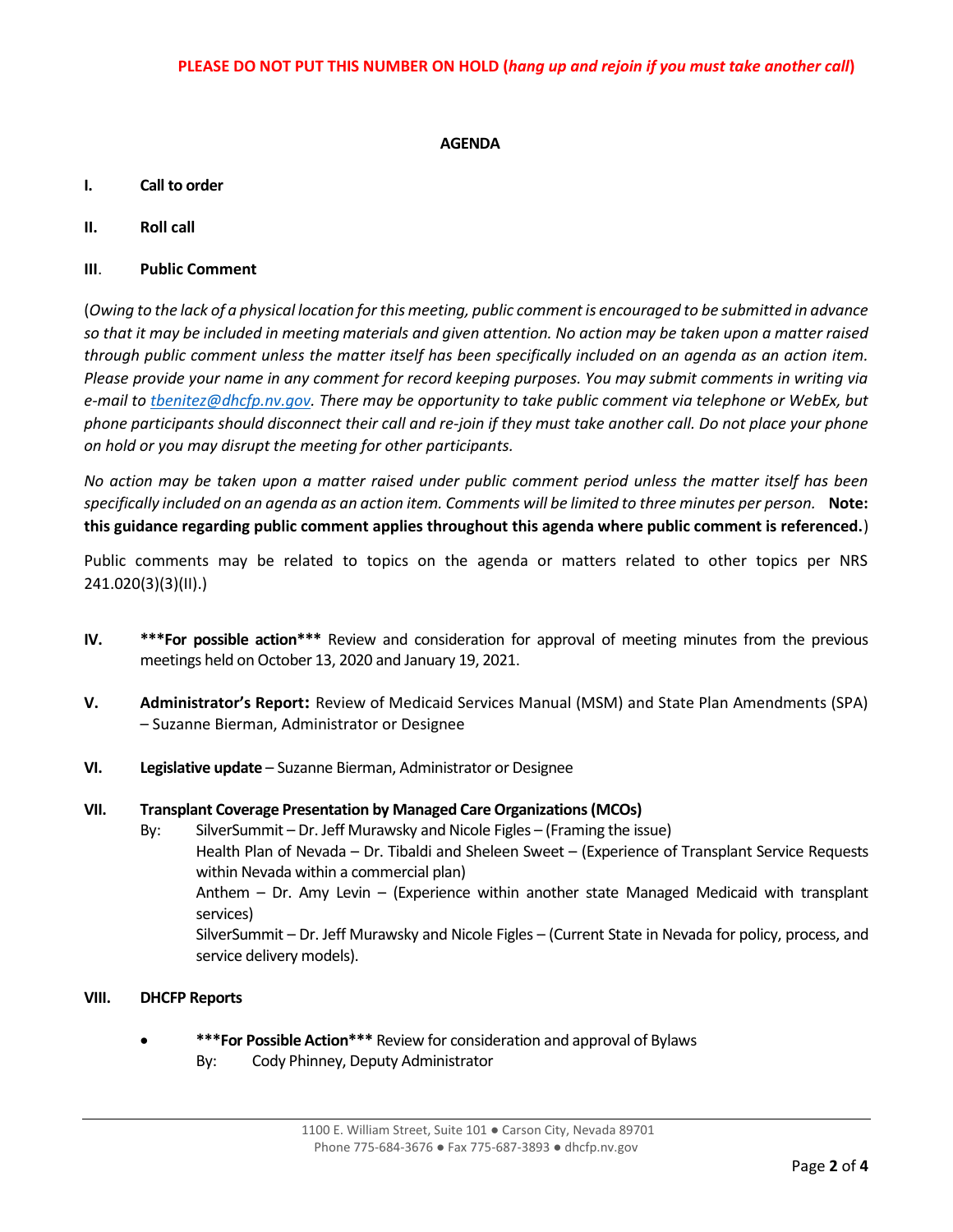**PLEASE DO NOT PUT THIS NUMBER ON HOLD (*hang up and rejoin if you must take another call*)**

## AGENDA

**I. Call to order**

**II. Roll call**

**III. Public Comment**

(*Owing to the lack of a physical location for this meeting, public comment is encouraged to be submitted in advance so that it may be included in meeting materials and given attention. No action may be taken upon a matter raised through public comment unless the matter itself has been specifically included on an agenda as an action item. Please provide your name in any comment for record keeping purposes. You may submit comments in writing via e-mail to [tbenitez@dhcfp.nv.gov](mailto:tbenitez@dhcfp.nv.gov). There may be opportunity to take public comment via telephone or WebEx, but phone participants should disconnect their call and re-join if they must take another call. Do not place your phone on hold or you may disrupt the meeting for other participants.*

*No action may be taken upon a matter raised under public comment period unless the matter itself has been specifically included on an agenda as an action item. Comments will be limited to three minutes per person.* **Note: this guidance regarding public comment applies throughout this agenda where public comment is referenced.**)

Public comments may be related to topics on the agenda or matters related to other topics per NRS 241.020(3)(3)(II).)

**IV. \*\*\*For possible action\*\*\*** Review and consideration for approval of meeting minutes from the previous meetings held on October 13, 2020 and January 19, 2021.

**V. Administrator's Report:** Review of Medicaid Services Manual (MSM) and State Plan Amendments (SPA) – Suzanne Bierman, Administrator or Designee

**VI. Legislative update** – Suzanne Bierman, Administrator or Designee

**VII. Transplant Coverage Presentation by Managed Care Organizations (MCOs)**

By: SilverSummit – Dr. Jeff Murawsky and Nicole Figles – (Framing the issue)
Health Plan of Nevada – Dr. Tibaldi and Sheleen Sweet – (Experience of Transplant Service Requests within Nevada within a commercial plan)
Anthem – Dr. Amy Levin – (Experience within another state Managed Medicaid with transplant services)
SilverSummit – Dr. Jeff Murawsky and Nicole Figles – (Current State in Nevada for policy, process, and service delivery models).

**VIII. DHCFP Reports**

- **\*\*\*For Possible Action\*\*\*** Review for consideration and approval of Bylaws
  By: Cody Phinney, Deputy Administrator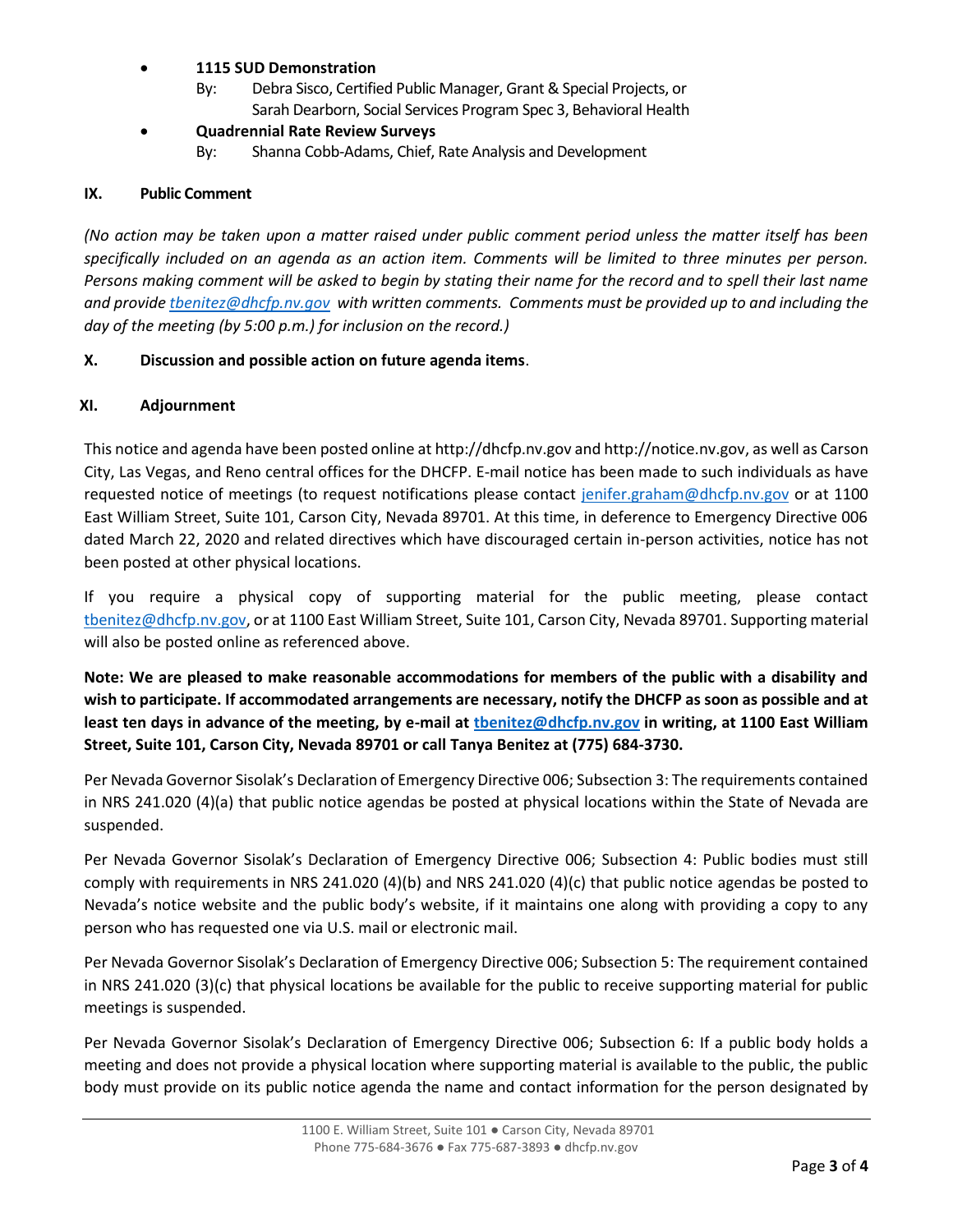- **1115 SUD Demonstration**
  By: Debra Sisco, Certified Public Manager, Grant & Special Projects, or Sarah Dearborn, Social Services Program Spec 3, Behavioral Health
- **Quadrennial Rate Review Surveys**
  By: Shanna Cobb-Adams, Chief, Rate Analysis and Development

**IX. Public Comment**

*(No action may be taken upon a matter raised under public comment period unless the matter itself has been specifically included on an agenda as an action item. Comments will be limited to three minutes per person. Persons making comment will be asked to begin by stating their name for the record and to spell their last name and provide tbenitez@dhcfp.nv.gov with written comments. Comments must be provided up to and including the day of the meeting (by 5:00 p.m.) for inclusion on the record.)*

**X. Discussion and possible action on future agenda items**.

**XI. Adjournment**

This notice and agenda have been posted online at http://dhcfp.nv.gov and http://notice.nv.gov, as well as Carson City, Las Vegas, and Reno central offices for the DHCFP. E-mail notice has been made to such individuals as have requested notice of meetings (to request notifications please contact jenifer.graham@dhcfp.nv.gov or at 1100 East William Street, Suite 101, Carson City, Nevada 89701. At this time, in deference to Emergency Directive 006 dated March 22, 2020 and related directives which have discouraged certain in-person activities, notice has not been posted at other physical locations.

If you require a physical copy of supporting material for the public meeting, please contact tbenitez@dhcfp.nv.gov, or at 1100 East William Street, Suite 101, Carson City, Nevada 89701. Supporting material will also be posted online as referenced above.

**Note: We are pleased to make reasonable accommodations for members of the public with a disability and wish to participate. If accommodated arrangements are necessary, notify the DHCFP as soon as possible and at least ten days in advance of the meeting, by e-mail at tbenitez@dhcfp.nv.gov in writing, at 1100 East William Street, Suite 101, Carson City, Nevada 89701 or call Tanya Benitez at (775) 684-3730.**

Per Nevada Governor Sisolak's Declaration of Emergency Directive 006; Subsection 3: The requirements contained in NRS 241.020 (4)(a) that public notice agendas be posted at physical locations within the State of Nevada are suspended.

Per Nevada Governor Sisolak's Declaration of Emergency Directive 006; Subsection 4: Public bodies must still comply with requirements in NRS 241.020 (4)(b) and NRS 241.020 (4)(c) that public notice agendas be posted to Nevada's notice website and the public body's website, if it maintains one along with providing a copy to any person who has requested one via U.S. mail or electronic mail.

Per Nevada Governor Sisolak's Declaration of Emergency Directive 006; Subsection 5: The requirement contained in NRS 241.020 (3)(c) that physical locations be available for the public to receive supporting material for public meetings is suspended.

Per Nevada Governor Sisolak's Declaration of Emergency Directive 006; Subsection 6: If a public body holds a meeting and does not provide a physical location where supporting material is available to the public, the public body must provide on its public notice agenda the name and contact information for the person designated by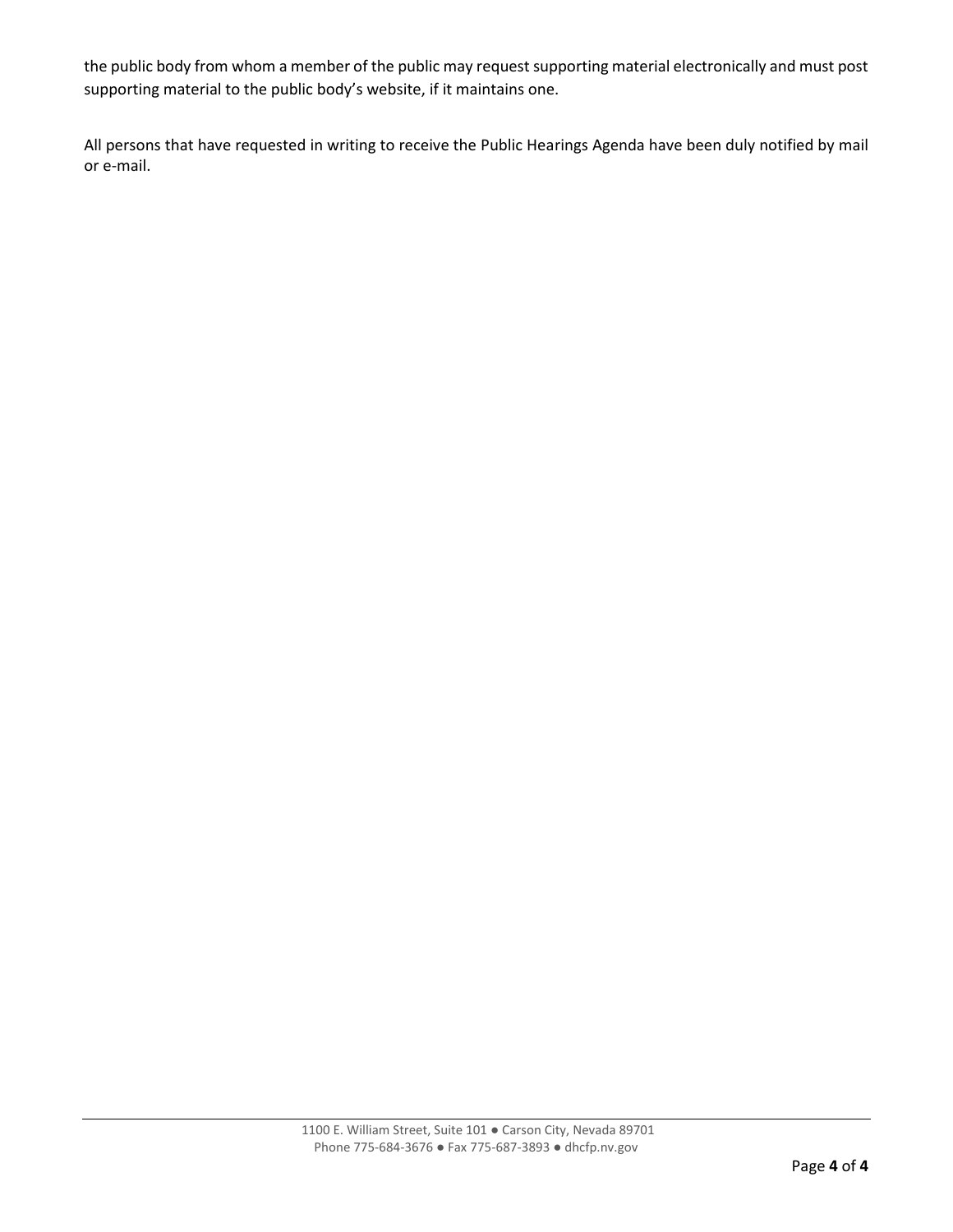the public body from whom a member of the public may request supporting material electronically and must post supporting material to the public body's website, if it maintains one.

All persons that have requested in writing to receive the Public Hearings Agenda have been duly notified by mail or e-mail.